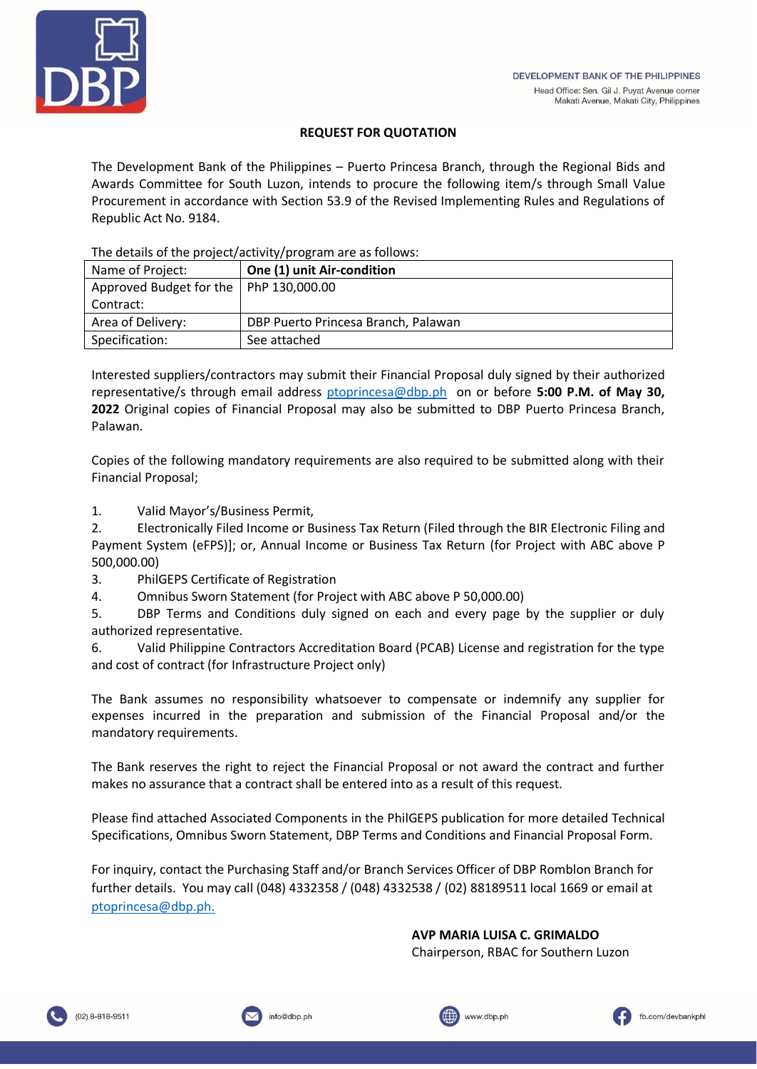DEVELOPMENT BANK OF THE PHILIPPINES
Head Office: Sen. Gil J. Puyat Avenue corner Makati Avenue, Makati City, Philippines

## REQUEST FOR QUOTATION

The Development Bank of the Philippines – Puerto Princesa Branch, through the Regional Bids and Awards Committee for South Luzon, intends to procure the following item/s through Small Value Procurement in accordance with Section 53.9 of the Revised Implementing Rules and Regulations of Republic Act No. 9184.

The details of the project/activity/program are as follows:

| Name of Project: | **One (1) unit Air-condition** |
|---|---|
| Approved Budget for the Contract: | PhP 130,000.00 |
| Area of Delivery: | DBP Puerto Princesa Branch, Palawan |
| Specification: | See attached |

Interested suppliers/contractors may submit their Financial Proposal duly signed by their authorized representative/s through email address ptoprincesa@dbp.ph on or before **5:00 P.M. of May 30, 2022** Original copies of Financial Proposal may also be submitted to DBP Puerto Princesa Branch, Palawan.

Copies of the following mandatory requirements are also required to be submitted along with their Financial Proposal;

1. Valid Mayor's/Business Permit,
2. Electronically Filed Income or Business Tax Return (Filed through the BIR Electronic Filing and Payment System (eFPS)]; or, Annual Income or Business Tax Return (for Project with ABC above P 500,000.00)
3. PhilGEPS Certificate of Registration
4. Omnibus Sworn Statement (for Project with ABC above P 50,000.00)
5. DBP Terms and Conditions duly signed on each and every page by the supplier or duly authorized representative.
6. Valid Philippine Contractors Accreditation Board (PCAB) License and registration for the type and cost of contract (for Infrastructure Project only)

The Bank assumes no responsibility whatsoever to compensate or indemnify any supplier for expenses incurred in the preparation and submission of the Financial Proposal and/or the mandatory requirements.

The Bank reserves the right to reject the Financial Proposal or not award the contract and further makes no assurance that a contract shall be entered into as a result of this request.

Please find attached Associated Components in the PhilGEPS publication for more detailed Technical Specifications, Omnibus Sworn Statement, DBP Terms and Conditions and Financial Proposal Form.

For inquiry, contact the Purchasing Staff and/or Branch Services Officer of DBP Romblon Branch for further details. You may call (048) 4332358 / (048) 4332538 / (02) 88189511 local 1669 or email at ptoprincesa@dbp.ph.

**AVP MARIA LUISA C. GRIMALDO**
Chairperson, RBAC for Southern Luzon

(02) 8-818-9511 | info@dbp.ph | www.dbp.ph | fb.com/devbankphl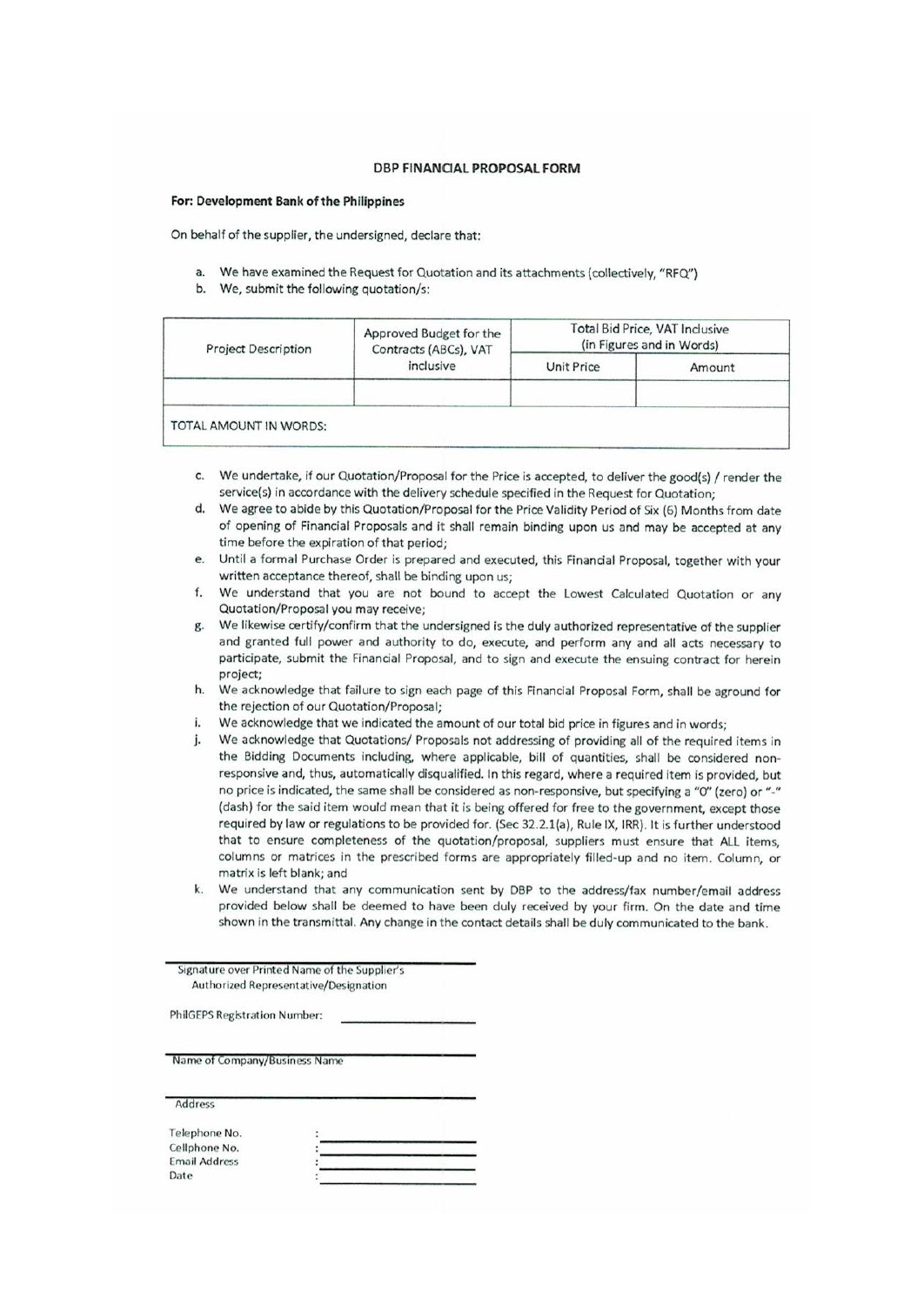**DBP FINANCIAL PROPOSAL FORM**

**For: Development Bank of the Philippines**

On behalf of the supplier, the undersigned, declare that:

a. We have examined the Request for Quotation and its attachments (collectively, "RFQ")
b. We, submit the following quotation/s:

| Project Description | Approved Budget for the Contracts (ABCs), VAT inclusive | Total Bid Price, VAT Inclusive (in Figures and in Words) | |
|---|---|---|---|
| | | Unit Price | Amount |
| | | | |
| TOTAL AMOUNT IN WORDS: | | | |

c. We undertake, if our Quotation/Proposal for the Price is accepted, to deliver the good(s) / render the service(s) in accordance with the delivery schedule specified in the Request for Quotation;
d. We agree to abide by this Quotation/Proposal for the Price Validity Period of Six (6) Months from date of opening of Financial Proposals and it shall remain binding upon us and may be accepted at any time before the expiration of that period;
e. Until a formal Purchase Order is prepared and executed, this Financial Proposal, together with your written acceptance thereof, shall be binding upon us;
f. We understand that you are not bound to accept the Lowest Calculated Quotation or any Quotation/Proposal you may receive;
g. We likewise certify/confirm that the undersigned is the duly authorized representative of the supplier and granted full power and authority to do, execute, and perform any and all acts necessary to participate, submit the Financial Proposal, and to sign and execute the ensuing contract for herein project;
h. We acknowledge that failure to sign each page of this Financial Proposal Form, shall be aground for the rejection of our Quotation/Proposal;
i. We acknowledge that we indicated the amount of our total bid price in figures and in words;
j. We acknowledge that Quotations/ Proposals not addressing of providing all of the required items in the Bidding Documents including, where applicable, bill of quantities, shall be considered non-responsive and, thus, automatically disqualified. In this regard, where a required item is provided, but no price is indicated, the same shall be considered as non-responsive, but specifying a "0" (zero) or "-" (dash) for the said item would mean that it is being offered for free to the government, except those required by law or regulations to be provided for. (Sec 32.2.1(a), Rule IX, IRR). It is further understood that to ensure completeness of the quotation/proposal, suppliers must ensure that ALL items, columns or matrices in the prescribed forms are appropriately filled-up and no item. Column, or matrix is left blank; and
k. We understand that any communication sent by DBP to the address/fax number/email address provided below shall be deemed to have been duly received by your firm. On the date and time shown in the transmittal. Any change in the contact details shall be duly communicated to the bank.

\_\_\_\_\_\_\_\_\_\_\_\_\_\_\_\_\_\_\_\_\_\_\_\_\_\_\_\_\_\_\_\_\_\_\_\_\_\_\_\_\_\_
Signature over Printed Name of the Supplier's Authorized Representative/Designation

PhilGEPS Registration Number: \_\_\_\_\_\_\_\_\_\_\_\_\_\_\_\_

\_\_\_\_\_\_\_\_\_\_\_\_\_\_\_\_\_\_\_\_\_\_\_\_\_\_\_\_\_\_\_\_\_\_\_\_\_\_\_\_\_\_
Name of Company/Business Name

\_\_\_\_\_\_\_\_\_\_\_\_\_\_\_\_\_\_\_\_\_\_\_\_\_\_\_\_\_\_\_\_\_\_\_\_\_\_\_\_\_\_
Address

Telephone No. : \_\_\_\_\_\_\_\_\_\_\_\_\_\_\_\_
Cellphone No. : \_\_\_\_\_\_\_\_\_\_\_\_\_\_\_\_
Email Address : \_\_\_\_\_\_\_\_\_\_\_\_\_\_\_\_
Date : \_\_\_\_\_\_\_\_\_\_\_\_\_\_\_\_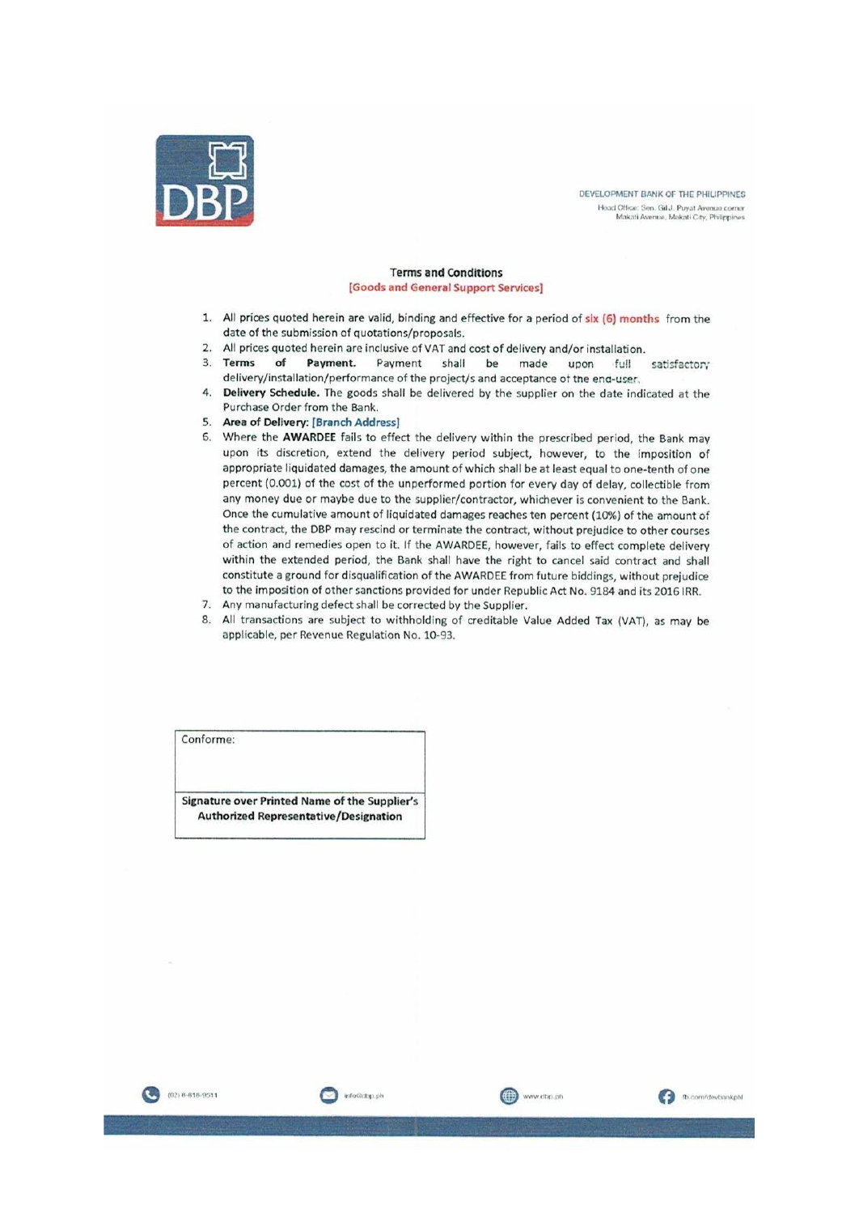DEVELOPMENT BANK OF THE PHILIPPINES
Head Office: Sen. Gil J. Puyat Avenue corner Makati Avenue, Makati City, Philippines

### Terms and Conditions

**[Goods and General Support Services]**

1. All prices quoted herein are valid, binding and effective for a period of **six (6) months** from the date of the submission of quotations/proposals.
2. All prices quoted herein are inclusive of VAT and cost of delivery and/or installation.
3. **Terms of Payment.** Payment shall be made upon full satisfactory delivery/installation/performance of the project/s and acceptance of the end-user.
4. **Delivery Schedule.** The goods shall be delivered by the supplier on the date indicated at the Purchase Order from the Bank.
5. **Area of Delivery: [Branch Address]**
6. Where the **AWARDEE** fails to effect the delivery within the prescribed period, the Bank may upon its discretion, extend the delivery period subject, however, to the imposition of appropriate liquidated damages, the amount of which shall be at least equal to one-tenth of one percent (0.001) of the cost of the unperformed portion for every day of delay, collectible from any money due or maybe due to the supplier/contractor, whichever is convenient to the Bank. Once the cumulative amount of liquidated damages reaches ten percent (10%) of the amount of the contract, the DBP may rescind or terminate the contract, without prejudice to other courses of action and remedies open to it. If the AWARDEE, however, fails to effect complete delivery within the extended period, the Bank shall have the right to cancel said contract and shall constitute a ground for disqualification of the AWARDEE from future biddings, without prejudice to the imposition of other sanctions provided for under Republic Act No. 9184 and its 2016 IRR.
7. Any manufacturing defect shall be corrected by the Supplier.
8. All transactions are subject to withholding of creditable Value Added Tax (VAT), as may be applicable, per Revenue Regulation No. 10-93.

| Conforme: |
|---|
| **Signature over Printed Name of the Supplier's Authorized Representative/Designation** |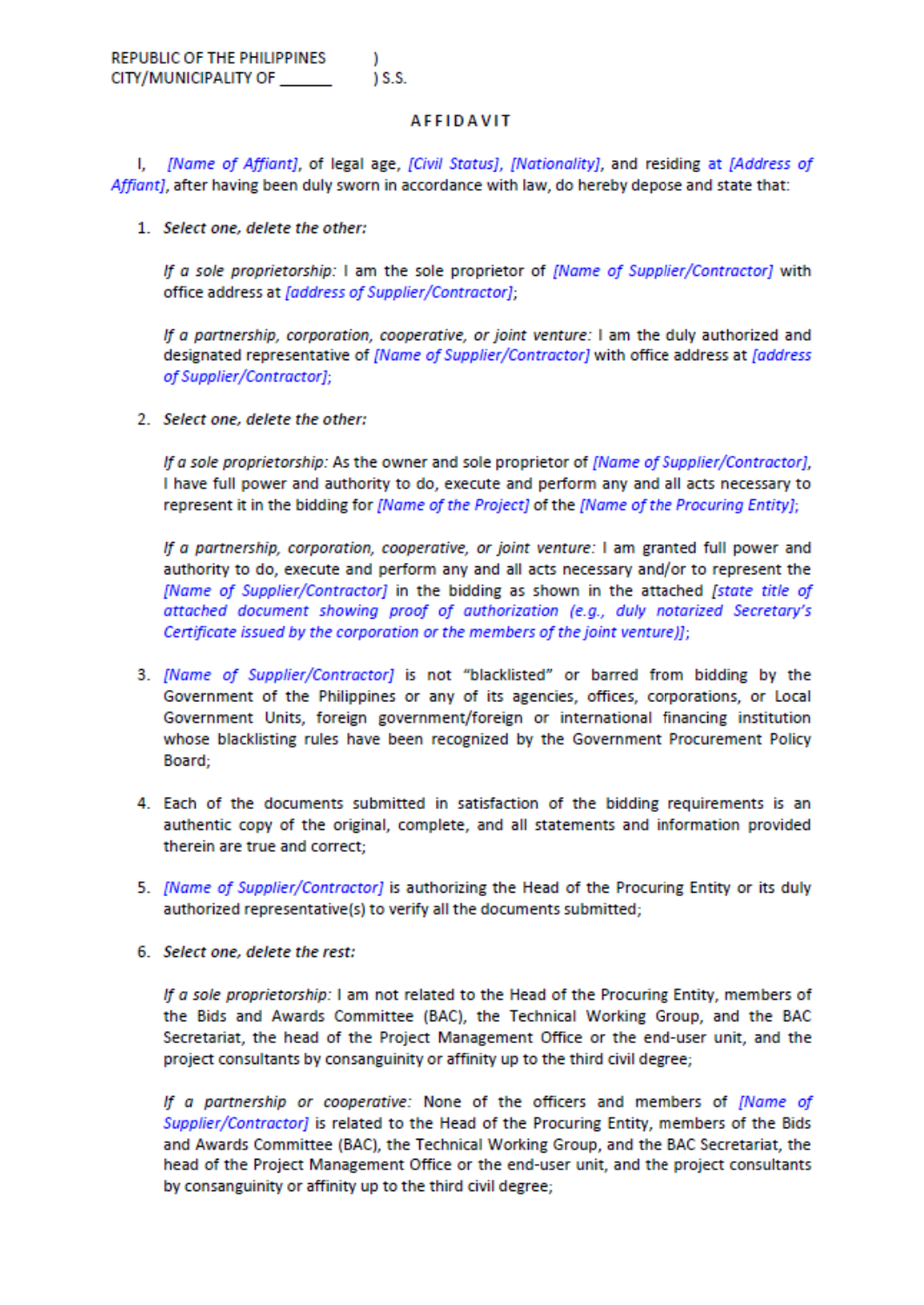REPUBLIC OF THE PHILIPPINES )
CITY/MUNICIPALITY OF ______ ) S.S.

## AFFIDAVIT

I, [Name of Affiant], of legal age, [Civil Status], [Nationality], and residing at [Address of Affiant], after having been duly sworn in accordance with law, do hereby depose and state that:

1. *Select one, delete the other:*

   *If a sole proprietorship:* I am the sole proprietor of [Name of Supplier/Contractor] with office address at [address of Supplier/Contractor];

   *If a partnership, corporation, cooperative, or joint venture:* I am the duly authorized and designated representative of [Name of Supplier/Contractor] with office address at [address of Supplier/Contractor];

2. *Select one, delete the other:*

   *If a sole proprietorship:* As the owner and sole proprietor of [Name of Supplier/Contractor], I have full power and authority to do, execute and perform any and all acts necessary to represent it in the bidding for [Name of the Project] of the [Name of the Procuring Entity];

   *If a partnership, corporation, cooperative, or joint venture:* I am granted full power and authority to do, execute and perform any and all acts necessary and/or to represent the [Name of Supplier/Contractor] in the bidding as shown in the attached *[state title of attached document showing proof of authorization (e.g., duly notarized Secretary's Certificate issued by the corporation or the members of the joint venture)]*;

3. [Name of Supplier/Contractor] is not "blacklisted" or barred from bidding by the Government of the Philippines or any of its agencies, offices, corporations, or Local Government Units, foreign government/foreign or international financing institution whose blacklisting rules have been recognized by the Government Procurement Policy Board;

4. Each of the documents submitted in satisfaction of the bidding requirements is an authentic copy of the original, complete, and all statements and information provided therein are true and correct;

5. [Name of Supplier/Contractor] is authorizing the Head of the Procuring Entity or its duly authorized representative(s) to verify all the documents submitted;

6. *Select one, delete the rest:*

   *If a sole proprietorship:* I am not related to the Head of the Procuring Entity, members of the Bids and Awards Committee (BAC), the Technical Working Group, and the BAC Secretariat, the head of the Project Management Office or the end-user unit, and the project consultants by consanguinity or affinity up to the third civil degree;

   *If a partnership or cooperative:* None of the officers and members of [Name of Supplier/Contractor] is related to the Head of the Procuring Entity, members of the Bids and Awards Committee (BAC), the Technical Working Group, and the BAC Secretariat, the head of the Project Management Office or the end-user unit, and the project consultants by consanguinity or affinity up to the third civil degree;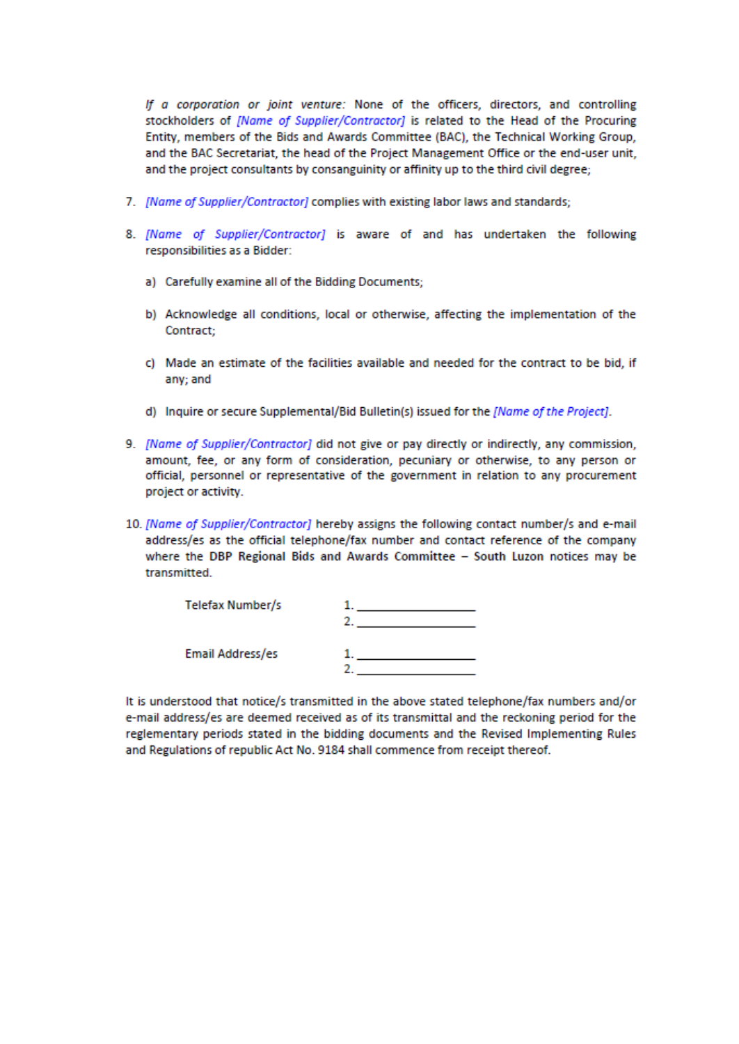*If a corporation or joint venture:* None of the officers, directors, and controlling stockholders of *[Name of Supplier/Contractor]* is related to the Head of the Procuring Entity, members of the Bids and Awards Committee (BAC), the Technical Working Group, and the BAC Secretariat, the head of the Project Management Office or the end-user unit, and the project consultants by consanguinity or affinity up to the third civil degree;

7. *[Name of Supplier/Contractor]* complies with existing labor laws and standards;

8. *[Name of Supplier/Contractor]* is aware of and has undertaken the following responsibilities as a Bidder:

   a) Carefully examine all of the Bidding Documents;

   b) Acknowledge all conditions, local or otherwise, affecting the implementation of the Contract;

   c) Made an estimate of the facilities available and needed for the contract to be bid, if any; and

   d) Inquire or secure Supplemental/Bid Bulletin(s) issued for the *[Name of the Project]*.

9. *[Name of Supplier/Contractor]* did not give or pay directly or indirectly, any commission, amount, fee, or any form of consideration, pecuniary or otherwise, to any person or official, personnel or representative of the government in relation to any procurement project or activity.

10. *[Name of Supplier/Contractor]* hereby assigns the following contact number/s and e-mail address/es as the official telephone/fax number and contact reference of the company where the **DBP Regional Bids and Awards Committee – South Luzon** notices may be transmitted.

| | |
|---|---|
| Telefax Number/s | 1. ________________ |
| | 2. ________________ |
| Email Address/es | 1. ________________ |
| | 2. ________________ |

It is understood that notice/s transmitted in the above stated telephone/fax numbers and/or e-mail address/es are deemed received as of its transmittal and the reckoning period for the reglementary periods stated in the bidding documents and the Revised Implementing Rules and Regulations of republic Act No. 9184 shall commence from receipt thereof.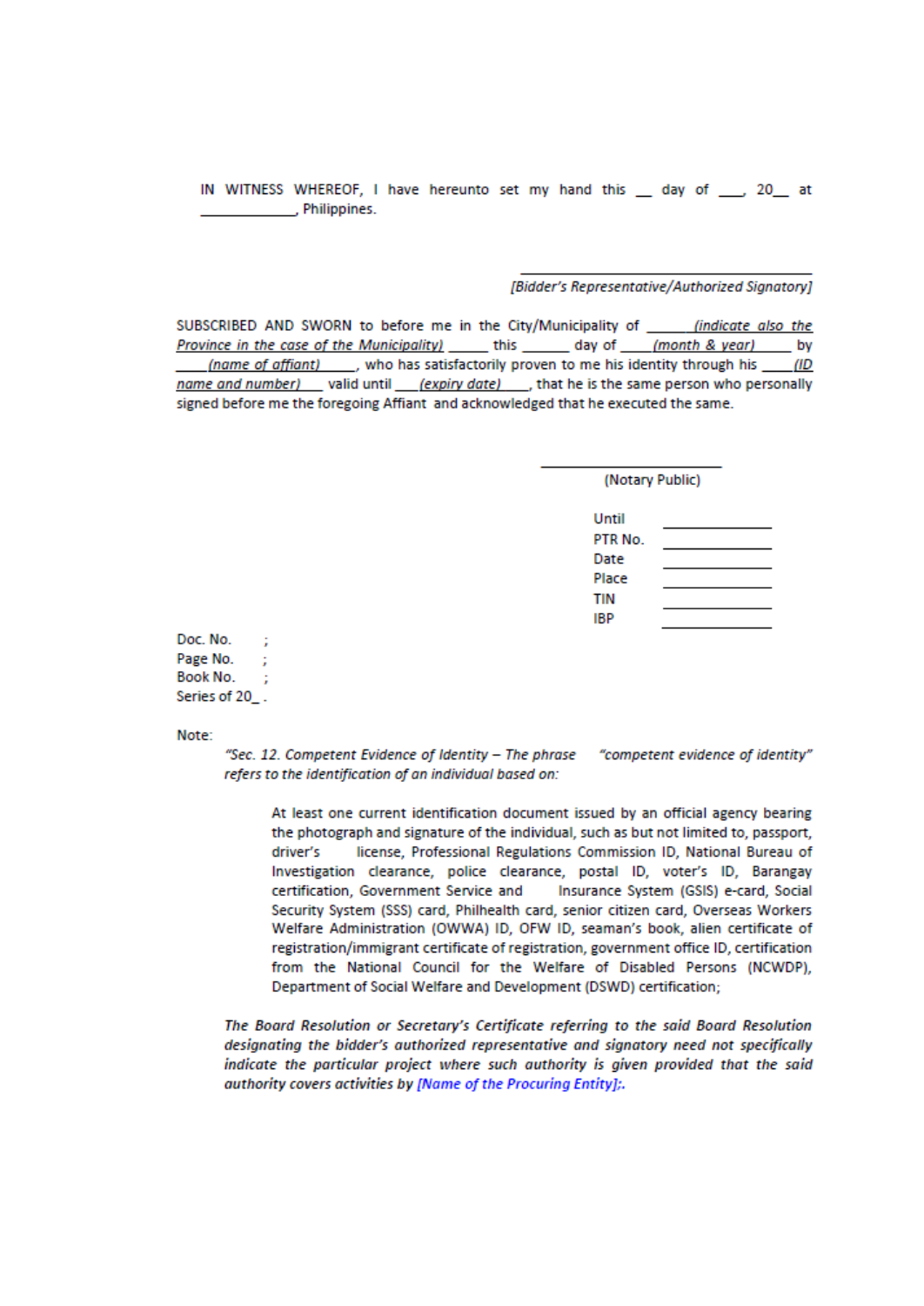IN WITNESS WHEREOF, I have hereunto set my hand this __ day of ___, 20__ at ____________, Philippines.

_______________________________
*[Bidder's Representative/Authorized Signatory]*

SUBSCRIBED AND SWORN to before me in the City/Municipality of ______ *(indicate also the Province in the case of the Municipality)* _____ this ______ day of ____ *(month & year)* _____ by ____ *(name of affiant)* ____, who has satisfactorily proven to me his identity through his ____ *(ID name and number)* ___ valid until ___ *(expiry date)* ___, that he is the same person who personally signed before me the foregoing Affiant and acknowledged that he executed the same.

_______________________
(Notary Public)

Until ____________
PTR No. ____________
Date ____________
Place ____________
TIN ____________
IBP ____________

Doc. No. ;
Page No. ;
Book No. ;
Series of 20_ .

Note:

> *"Sec. 12. Competent Evidence of Identity – The phrase "competent evidence of identity" refers to the identification of an individual based on:*
>
> > At least one current identification document issued by an official agency bearing the photograph and signature of the individual, such as but not limited to, passport, driver's license, Professional Regulations Commission ID, National Bureau of Investigation clearance, police clearance, postal ID, voter's ID, Barangay certification, Government Service and Insurance System (GSIS) e-card, Social Security System (SSS) card, Philhealth card, senior citizen card, Overseas Workers Welfare Administration (OWWA) ID, OFW ID, seaman's book, alien certificate of registration/immigrant certificate of registration, government office ID, certification from the National Council for the Welfare of Disabled Persons (NCWDP), Department of Social Welfare and Development (DSWD) certification;
>
> *The Board Resolution or Secretary's Certificate referring to the said Board Resolution designating the bidder's authorized representative and signatory need not specifically indicate the particular project where such authority is given provided that the said authority covers activities by [Name of the Procuring Entity];.*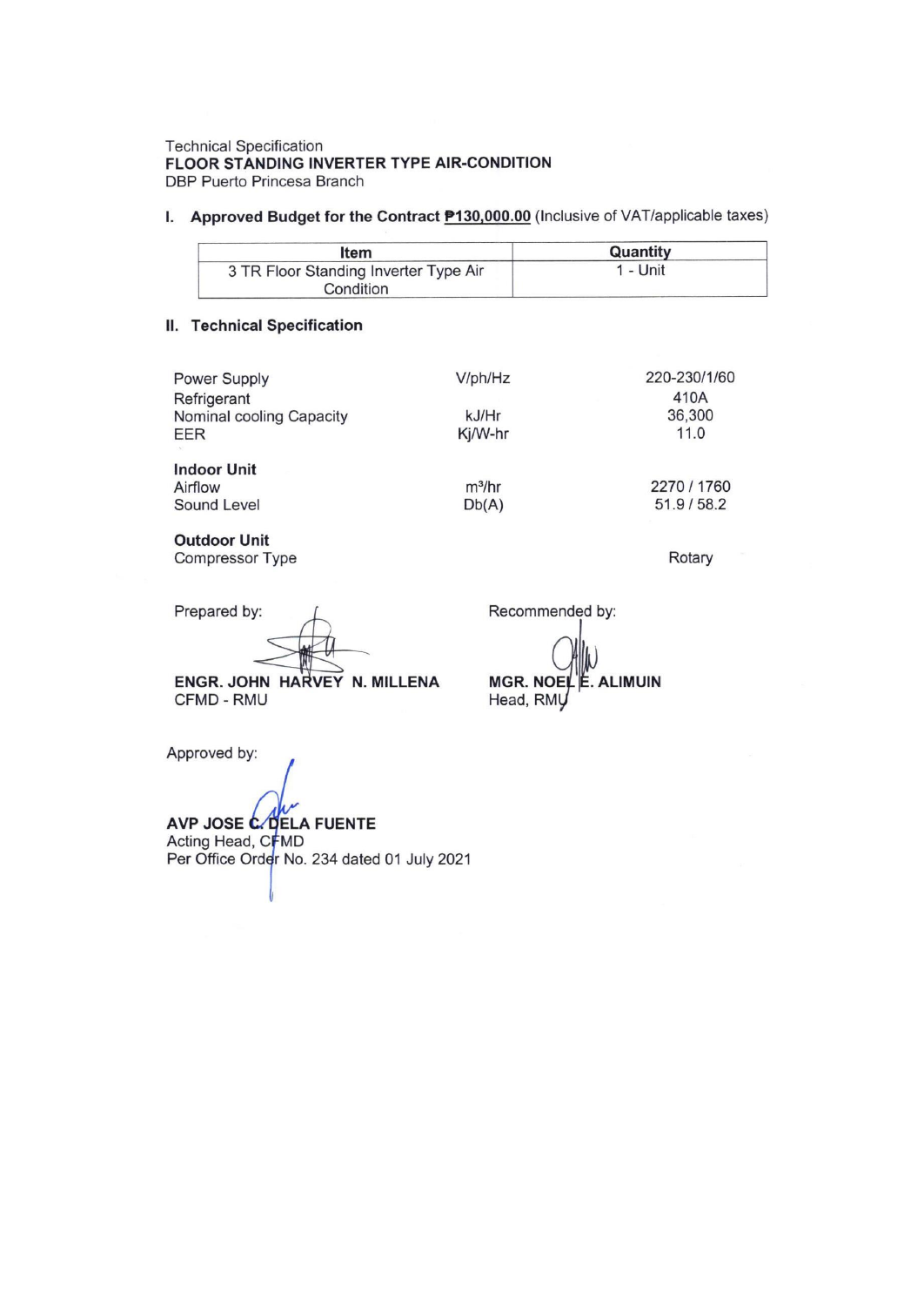Technical Specification
**FLOOR STANDING INVERTER TYPE AIR-CONDITION**
DBP Puerto Princesa Branch

## I. Approved Budget for the Contract ₱130,000.00 (Inclusive of VAT/applicable taxes)

| Item | Quantity |
| --- | --- |
| 3 TR Floor Standing Inverter Type Air Condition | 1 - Unit |

## II. Technical Specification

| | | |
| --- | --- | --- |
| Power Supply | V/ph/Hz | 220-230/1/60 |
| Refrigerant | | 410A |
| Nominal cooling Capacity | kJ/Hr | 36,300 |
| EER | Kj/W-hr | 11.0 |
| **Indoor Unit** | | |
| Airflow | m³/hr | 2270 / 1760 |
| Sound Level | Db(A) | 51.9 / 58.2 |
| **Outdoor Unit** | | |
| Compressor Type | | Rotary |

Prepared by:

**ENGR. JOHN HARVEY N. MILLENA**
CFMD - RMU

Recommended by:

**MGR. NOEL E. ALIMUIN**
Head, RMU

Approved by:

**AVP JOSE C. DELA FUENTE**
Acting Head, CFMD
Per Office Order No. 234 dated 01 July 2021